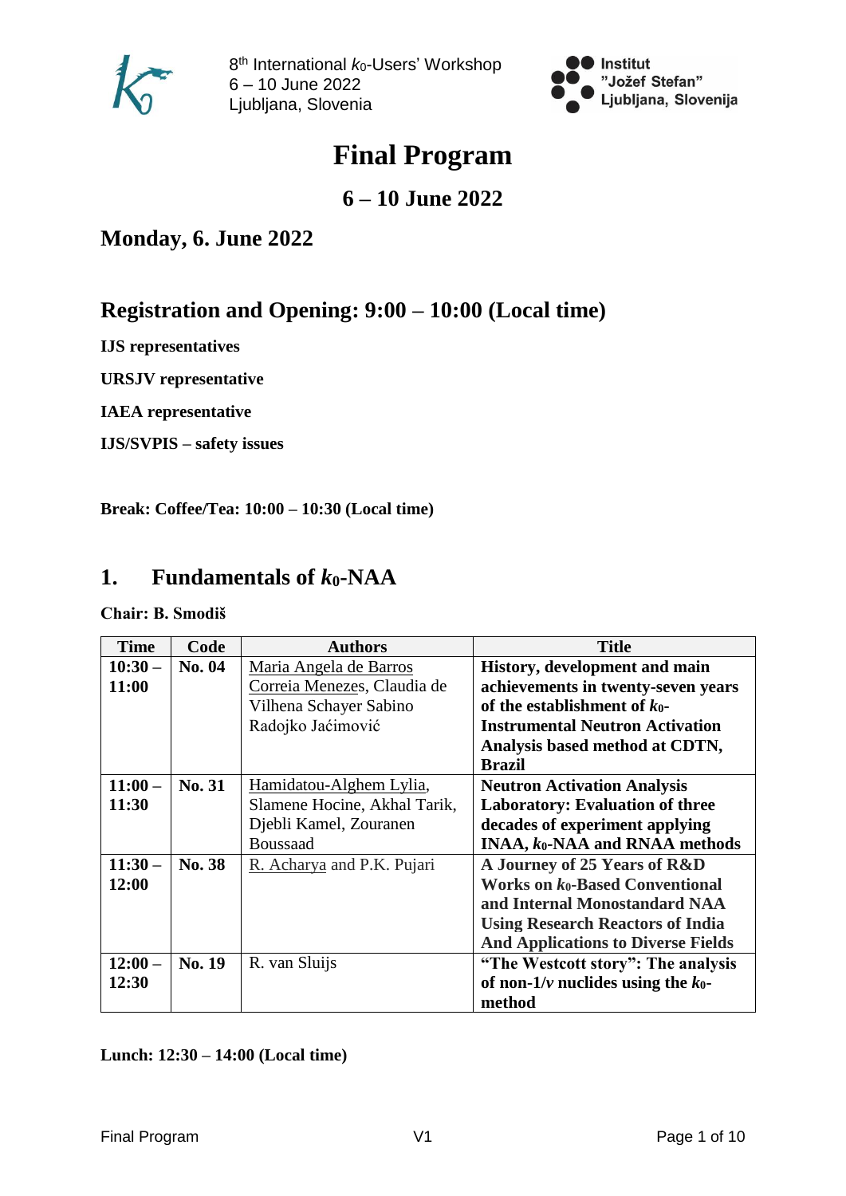8th International $k_0$-Users' Workshop
6 – 10 June 2022
Ljubljana, Slovenia

Institut "Jožef Stefan" Ljubljana, Slovenija

# Final Program

## 6 – 10 June 2022

## Monday, 6. June 2022

## Registration and Opening: 9:00 – 10:00 (Local time)

**IJS representatives**

**URSJV representative**

**IAEA representative**

**IJS/SVPIS – safety issues**

**Break: Coffee/Tea: 10:00 – 10:30 (Local time)**

## 1. Fundamentals of $k_0$-NAA

**Chair: B. Smodiš**

| Time | Code | Authors | Title |
|---|---|---|---|
| **10:30 – 11:00** | **No. 04** | Maria Angela de Barros Correia Menezes, Claudia de Vilhena Schayer Sabino Radojko Jaćimović | **History, development and main achievements in twenty-seven years of the establishment of $k_0$-Instrumental Neutron Activation Analysis based method at CDTN, Brazil** |
| **11:00 – 11:30** | **No. 31** | Hamidatou-Alghem Lylia, Slamene Hocine, Akhal Tarik, Djebli Kamel, Zouranen Boussaad | **Neutron Activation Analysis Laboratory: Evaluation of three decades of experiment applying INAA, $k_0$-NAA and RNAA methods** |
| **11:30 – 12:00** | **No. 38** | R. Acharya and P.K. Pujari | **A Journey of 25 Years of R&D Works on $k_0$-Based Conventional and Internal Monostandard NAA Using Research Reactors of India And Applications to Diverse Fields** |
| **12:00 – 12:30** | **No. 19** | R. van Sluijs | **"The Westcott story": The analysis of non-1/*v* nuclides using the $k_0$-method** |

**Lunch: 12:30 – 14:00 (Local time)**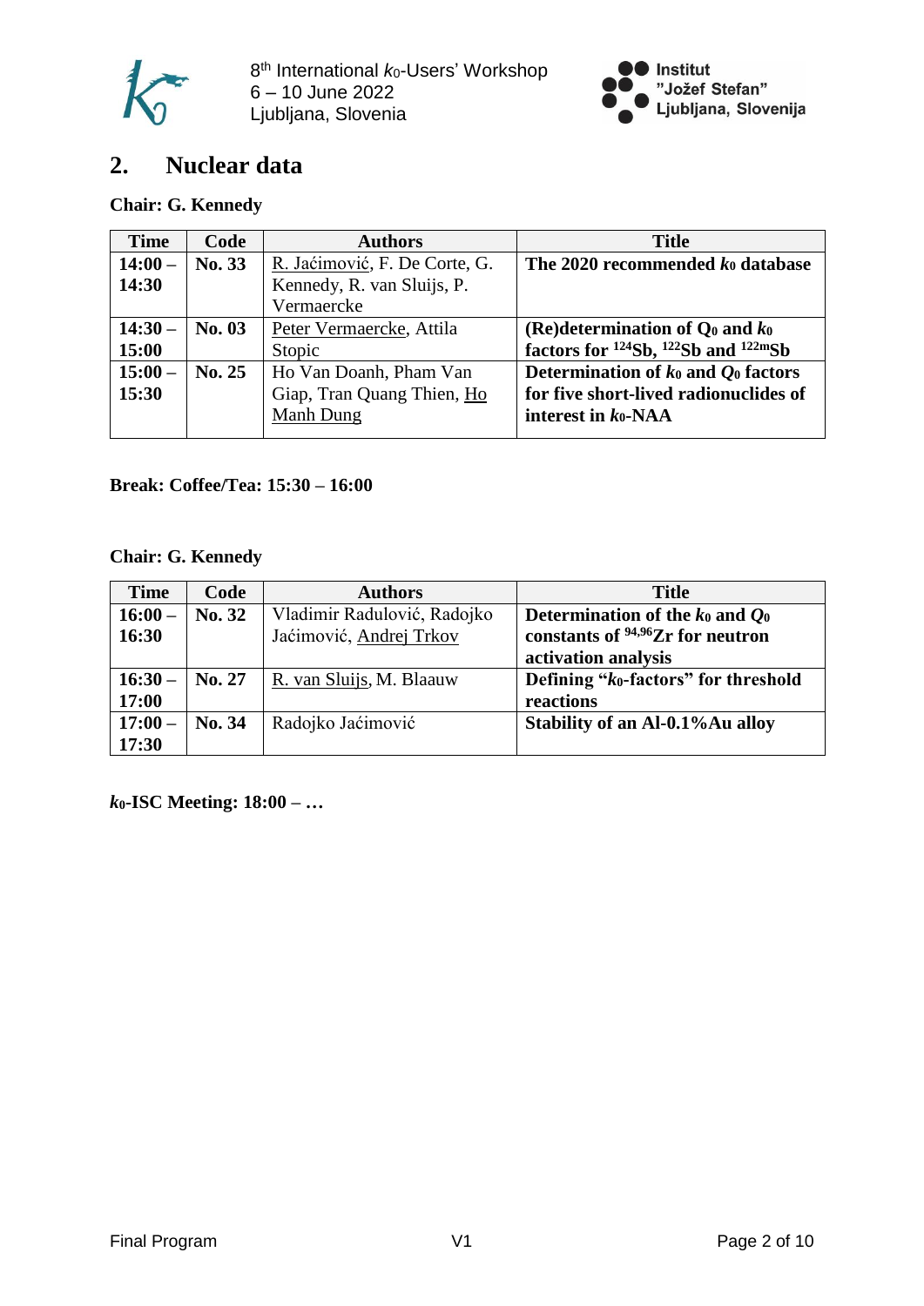## 2. Nuclear data

**Chair: G. Kennedy**

| Time | Code | Authors | Title |
|---|---|---|---|
| **14:00 – 14:30** | **No. 33** | R. Jaćimović, F. De Corte, G. Kennedy, R. van Sluijs, P. Vermaercke | **The 2020 recommended $k_0$ database** |
| **14:30 – 15:00** | **No. 03** | Peter Vermaercke, Attila Stopic | **(Re)determination of $Q_0$ and $k_0$ factors for $^{124}Sb$, $^{122}Sb$ and $^{122m}Sb$** |
| **15:00 – 15:30** | **No. 25** | Ho Van Doanh, Pham Van Giap, Tran Quang Thien, Ho Manh Dung | **Determination of $k_0$ and $Q_0$ factors for five short-lived radionuclides of interest in $k_0$-NAA** |

**Break: Coffee/Tea: 15:30 – 16:00**

**Chair: G. Kennedy**

| Time | Code | Authors | Title |
|---|---|---|---|
| **16:00 – 16:30** | **No. 32** | Vladimir Radulović, Radojko Jaćimović, Andrej Trkov | **Determination of the $k_0$ and $Q_0$ constants of $^{94,96}Zr$ for neutron activation analysis** |
| **16:30 – 17:00** | **No. 27** | R. van Sluijs, M. Blaauw | **Defining "$k_0$-factors" for threshold reactions** |
| **17:00 – 17:30** | **No. 34** | Radojko Jaćimović | **Stability of an Al-0.1%Au alloy** |

**$k_0$-ISC Meeting: 18:00 – …**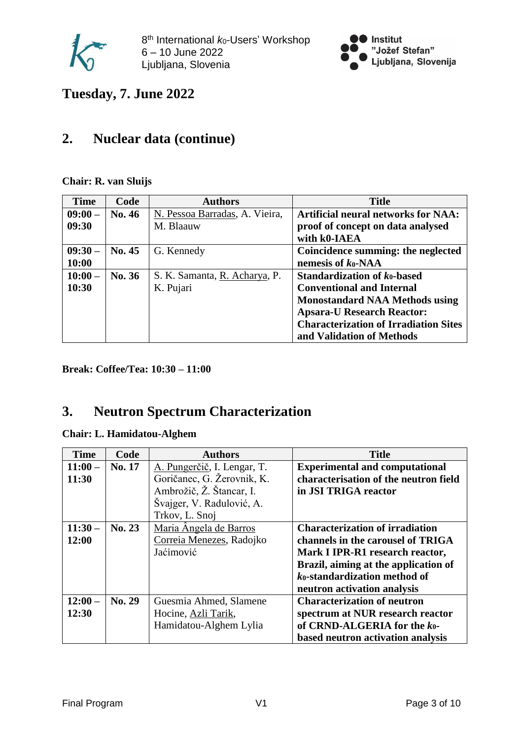# Tuesday, 7. June 2022

## 2. Nuclear data (continue)

**Chair: R. van Sluijs**

| Time | Code | Authors | Title |
|---|---|---|---|
| 09:00 – 09:30 | No. 46 | N. Pessoa Barradas, A. Vieira, M. Blaauw | **Artificial neural networks for NAA: proof of concept on data analysed with k0-IAEA** |
| 09:30 – 10:00 | No. 45 | G. Kennedy | **Coincidence summing: the neglected nemesis of $k_0$-NAA** |
| 10:00 – 10:30 | No. 36 | S. K. Samanta, R. Acharya, P. K. Pujari | **Standardization of $k_0$-based Conventional and Internal Monostandard NAA Methods using Apsara-U Research Reactor: Characterization of Irradiation Sites and Validation of Methods** |

**Break: Coffee/Tea: 10:30 – 11:00**

## 3. Neutron Spectrum Characterization

**Chair: L. Hamidatou-Alghem**

| Time | Code | Authors | Title |
|---|---|---|---|
| 11:00 – 11:30 | No. 17 | A. Pungerčič, I. Lengar, T. Goričanec, G. Žerovnik, K. Ambrožič, Ž. Štancar, I. Švajger, V. Radulović, A. Trkov, L. Snoj | **Experimental and computational characterisation of the neutron field in JSI TRIGA reactor** |
| 11:30 – 12:00 | No. 23 | Maria Ângela de Barros Correia Menezes, Radojko Jaćimović | **Characterization of irradiation channels in the carousel of TRIGA Mark I IPR-R1 research reactor, Brazil, aiming at the application of $k_0$-standardization method of neutron activation analysis** |
| 12:00 – 12:30 | No. 29 | Guesmia Ahmed, Slamene Hocine, Azli Tarik, Hamidatou-Alghem Lylia | **Characterization of neutron spectrum at NUR research reactor of CRND-ALGERIA for the $k_0$-based neutron activation analysis** |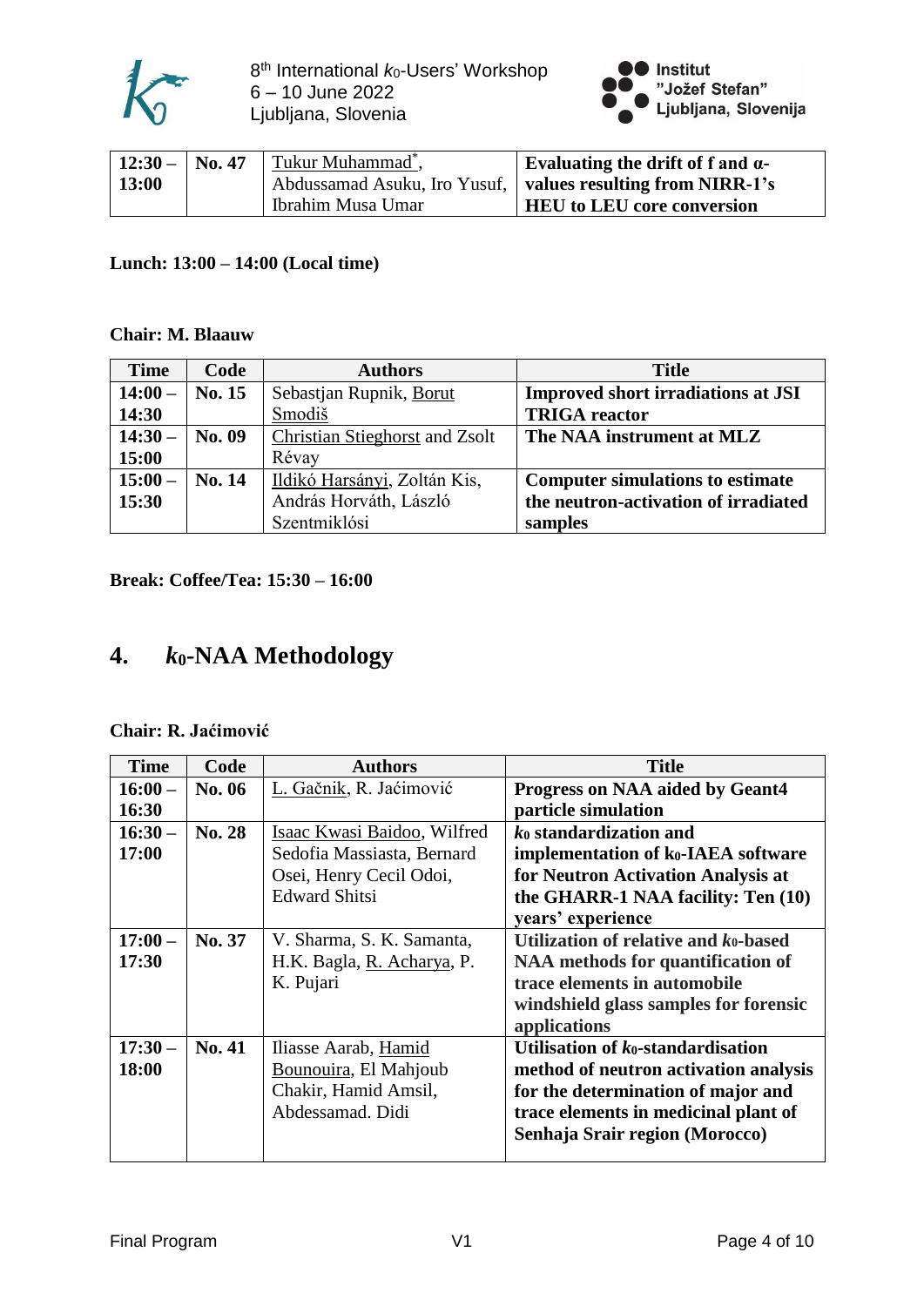| 12:30 – 13:00 | No. 47 | Tukur Muhammad*, Abdussamad Asuku, Iro Yusuf, Ibrahim Musa Umar | **Evaluating the drift of f and α-values resulting from NIRR-1's HEU to LEU core conversion** |
|---|---|---|---|

**Lunch: 13:00 – 14:00 (Local time)**

**Chair: M. Blaauw**

| Time | Code | Authors | Title |
|---|---|---|---|
| **14:00 – 14:30** | **No. 15** | Sebastjan Rupnik, Borut Smodiš | **Improved short irradiations at JSI TRIGA reactor** |
| **14:30 – 15:00** | **No. 09** | Christian Stieghorst and Zsolt Révay | **The NAA instrument at MLZ** |
| **15:00 – 15:30** | **No. 14** | Ildikó Harsányi, Zoltán Kis, András Horváth, László Szentmiklósi | **Computer simulations to estimate the neutron-activation of irradiated samples** |

**Break: Coffee/Tea: 15:30 – 16:00**

# 4. $k_0$-NAA Methodology

**Chair: R. Jaćimović**

| Time | Code | Authors | Title |
|---|---|---|---|
| **16:00 – 16:30** | **No. 06** | L. Gačnik, R. Jaćimović | **Progress on NAA aided by Geant4 particle simulation** |
| **16:30 – 17:00** | **No. 28** | Isaac Kwasi Baidoo, Wilfred Sedofia Massiasta, Bernard Osei, Henry Cecil Odoi, Edward Shitsi | **$k_0$ standardization and implementation of $k_0$-IAEA software for Neutron Activation Analysis at the GHARR-1 NAA facility: Ten (10) years' experience** |
| **17:00 – 17:30** | **No. 37** | V. Sharma, S. K. Samanta, H.K. Bagla, R. Acharya, P. K. Pujari | **Utilization of relative and $k_0$-based NAA methods for quantification of trace elements in automobile windshield glass samples for forensic applications** |
| **17:30 – 18:00** | **No. 41** | Iliasse Aarab, Hamid Bounouira, El Mahjoub Chakir, Hamid Amsil, Abdessamad. Didi | **Utilisation of $k_0$-standardisation method of neutron activation analysis for the determination of major and trace elements in medicinal plant of Senhaja Srair region (Morocco)** |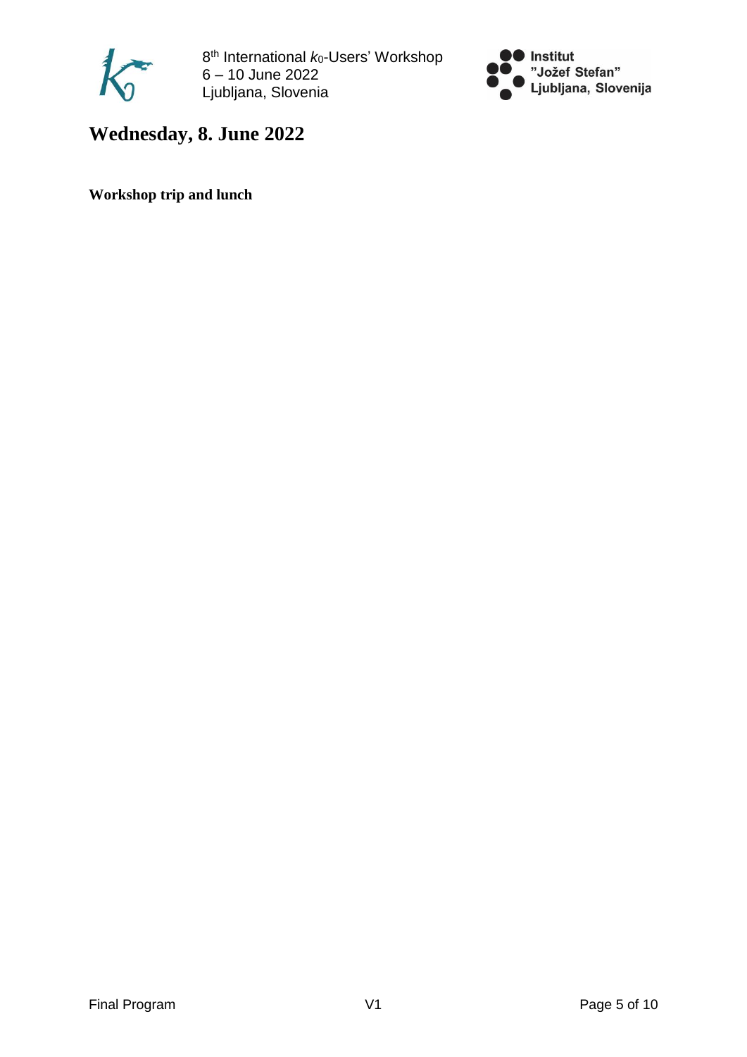# Wednesday, 8. June 2022

**Workshop trip and lunch**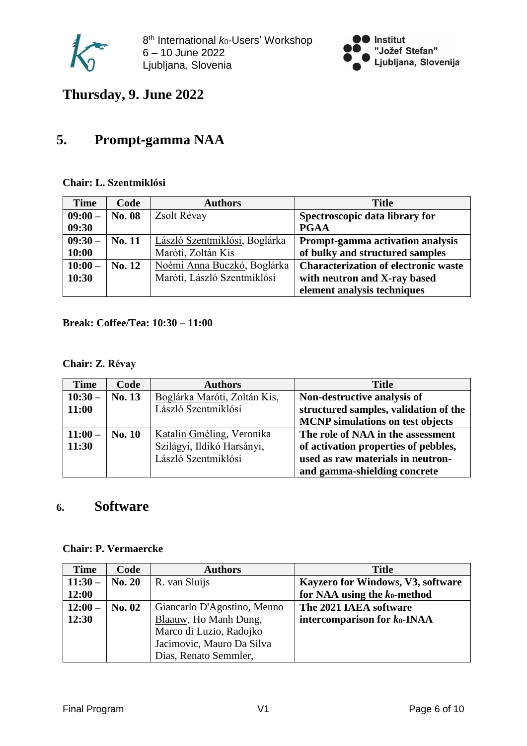## Thursday, 9. June 2022

# 5. Prompt-gamma NAA

**Chair: L. Szentmiklósi**

| Time | Code | Authors | Title |
|---|---|---|---|
| **09:00 – 09:30** | **No. 08** | Zsolt Révay | **Spectroscopic data library for PGAA** |
| **09:30 – 10:00** | **No. 11** | László Szentmiklósi, Boglárka Maróti, Zoltán Kis | **Prompt-gamma activation analysis of bulky and structured samples** |
| **10:00 – 10:30** | **No. 12** | Noémi Anna Buczkó, Boglárka Maróti, László Szentmiklósi | **Characterization of electronic waste with neutron and X-ray based element analysis techniques** |

**Break: Coffee/Tea: 10:30 – 11:00**

**Chair: Z. Révay**

| Time | Code | Authors | Title |
|---|---|---|---|
| **10:30 – 11:00** | **No. 13** | Boglárka Maróti, Zoltán Kis, László Szentmiklósi | **Non-destructive analysis of structured samples, validation of the MCNP simulations on test objects** |
| **11:00 – 11:30** | **No. 10** | Katalin Gméling, Veronika Szilágyi, Ildikó Harsányi, László Szentmiklósi | **The role of NAA in the assessment of activation properties of pebbles, used as raw materials in neutron- and gamma-shielding concrete** |

# 6. Software

**Chair: P. Vermaercke**

| Time | Code | Authors | Title |
|---|---|---|---|
| **11:30 – 12:00** | **No. 20** | R. van Sluijs | **Kayzero for Windows, V3, software for NAA using the $k_0$-method** |
| **12:00 – 12:30** | **No. 02** | Giancarlo D'Agostino, Menno Blaauw, Ho Manh Dung, Marco di Luzio, Radojko Jacimovic, Mauro Da Silva Dias, Renato Semmler, | **The 2021 IAEA software intercomparison for $k_0$-INAA** |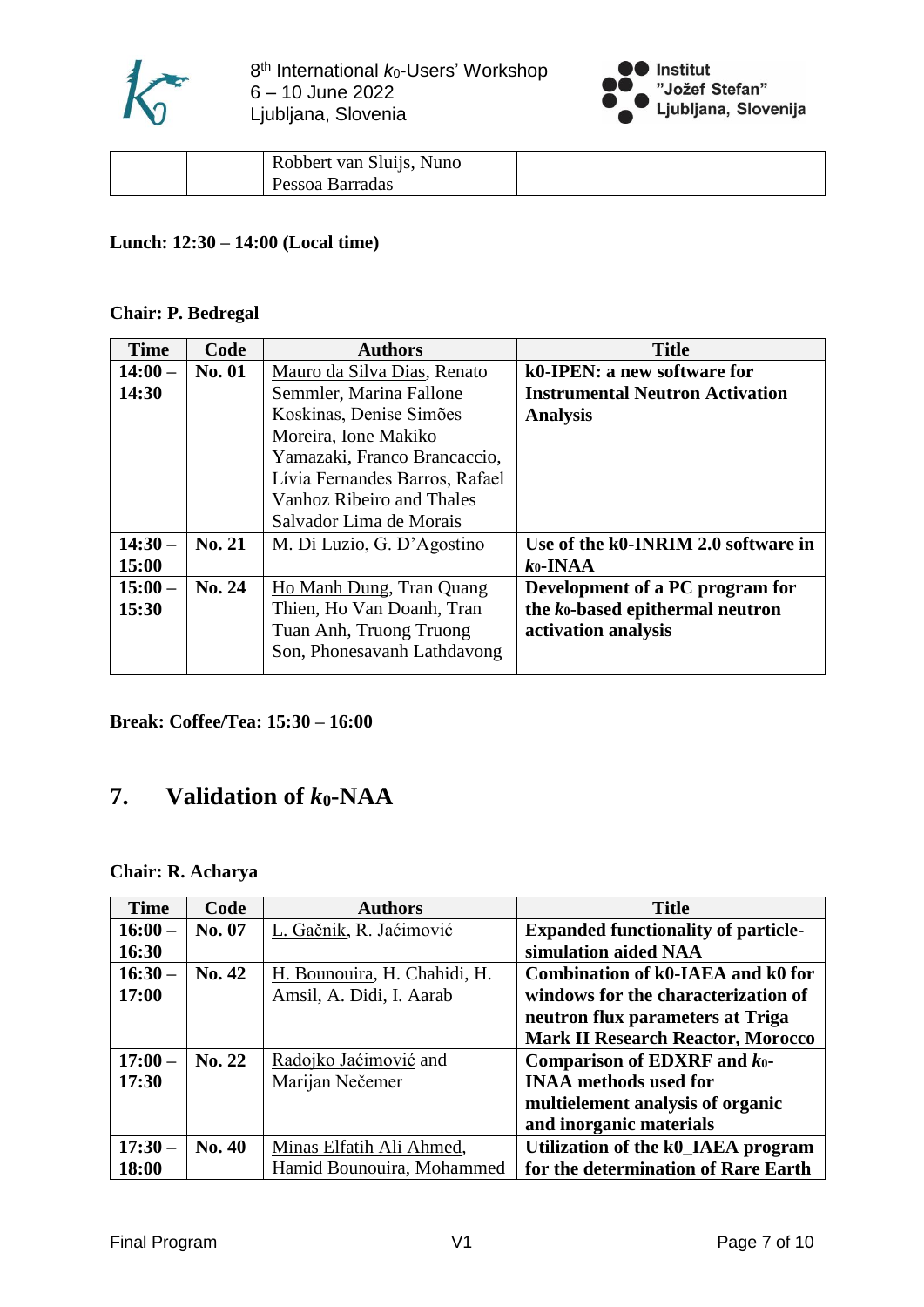| | | Robbert van Sluijs, Nuno Pessoa Barradas | |
|---|---|---|---|

**Lunch: 12:30 – 14:00 (Local time)**

**Chair: P. Bedregal**

| Time | Code | Authors | Title |
|---|---|---|---|
| **14:00 – 14:30** | **No. 01** | Mauro da Silva Dias, Renato Semmler, Marina Fallone Koskinas, Denise Simões Moreira, Ione Makiko Yamazaki, Franco Brancaccio, Lívia Fernandes Barros, Rafael Vanhoz Ribeiro and Thales Salvador Lima de Morais | **k0-IPEN: a new software for Instrumental Neutron Activation Analysis** |
| **14:30 – 15:00** | **No. 21** | M. Di Luzio, G. D'Agostino | **Use of the k0-INRIM 2.0 software in $k_0$-INAA** |
| **15:00 – 15:30** | **No. 24** | Ho Manh Dung, Tran Quang Thien, Ho Van Doanh, Tran Tuan Anh, Truong Truong Son, Phonesavanh Lathdavong | **Development of a PC program for the $k_0$-based epithermal neutron activation analysis** |

**Break: Coffee/Tea: 15:30 – 16:00**

## 7. Validation of $k_0$-NAA

**Chair: R. Acharya**

| Time | Code | Authors | Title |
|---|---|---|---|
| **16:00 – 16:30** | **No. 07** | L. Gačnik, R. Jaćimović | **Expanded functionality of particle-simulation aided NAA** |
| **16:30 – 17:00** | **No. 42** | H. Bounouira, H. Chahidi, H. Amsil, A. Didi, I. Aarab | **Combination of k0-IAEA and k0 for windows for the characterization of neutron flux parameters at Triga Mark II Research Reactor, Morocco** |
| **17:00 – 17:30** | **No. 22** | Radojko Jaćimović and Marijan Nečemer | **Comparison of EDXRF and $k_0$-INAA methods used for multielement analysis of organic and inorganic materials** |
| **17:30 – 18:00** | **No. 40** | Minas Elfatih Ali Ahmed, Hamid Bounouira, Mohammed | **Utilization of the k0_IAEA program for the determination of Rare Earth** |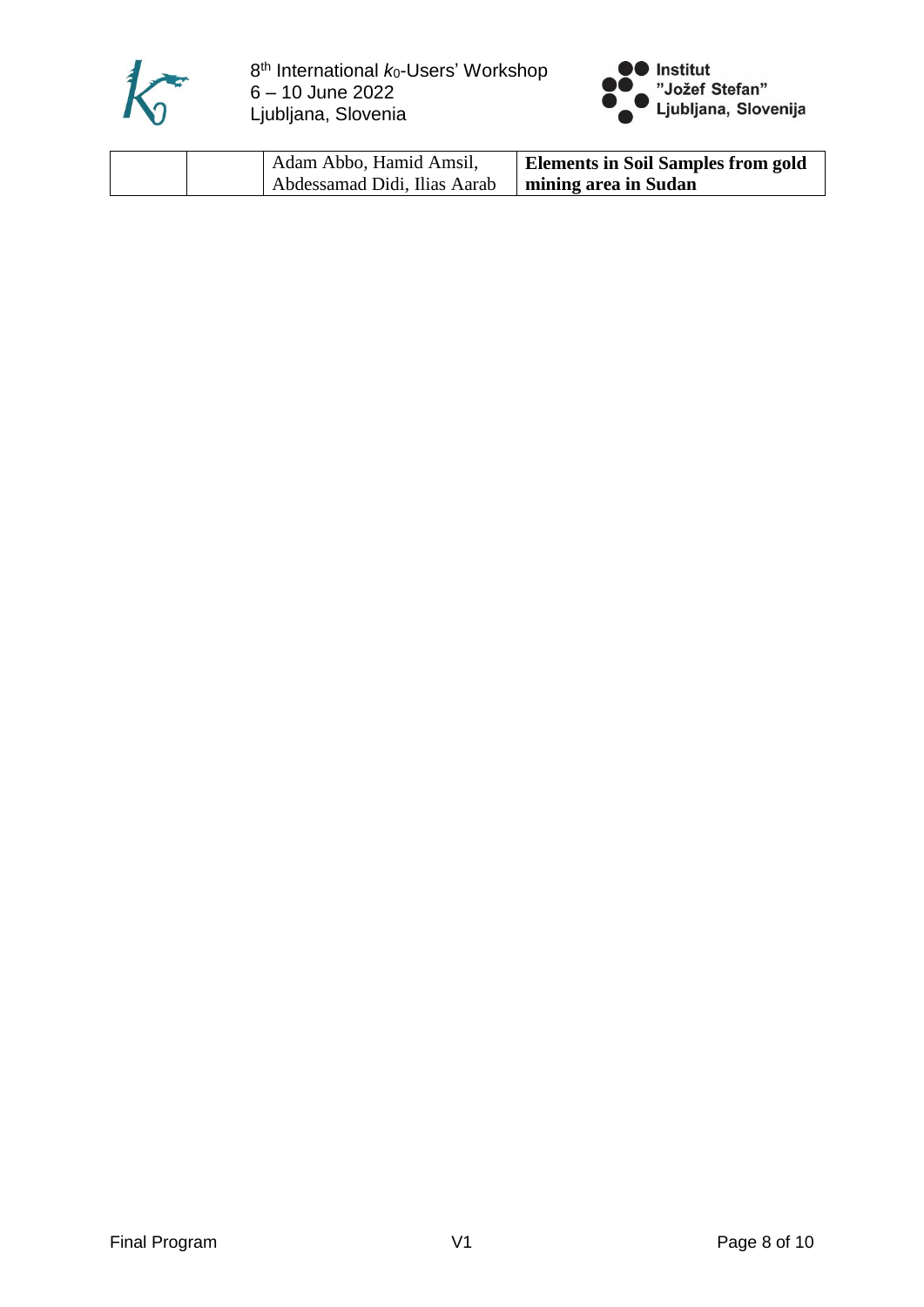| | | Adam Abbo, Hamid Amsil, Abdessamad Didi, Ilias Aarab | **Elements in Soil Samples from gold mining area in Sudan** |
|---|---|---|---|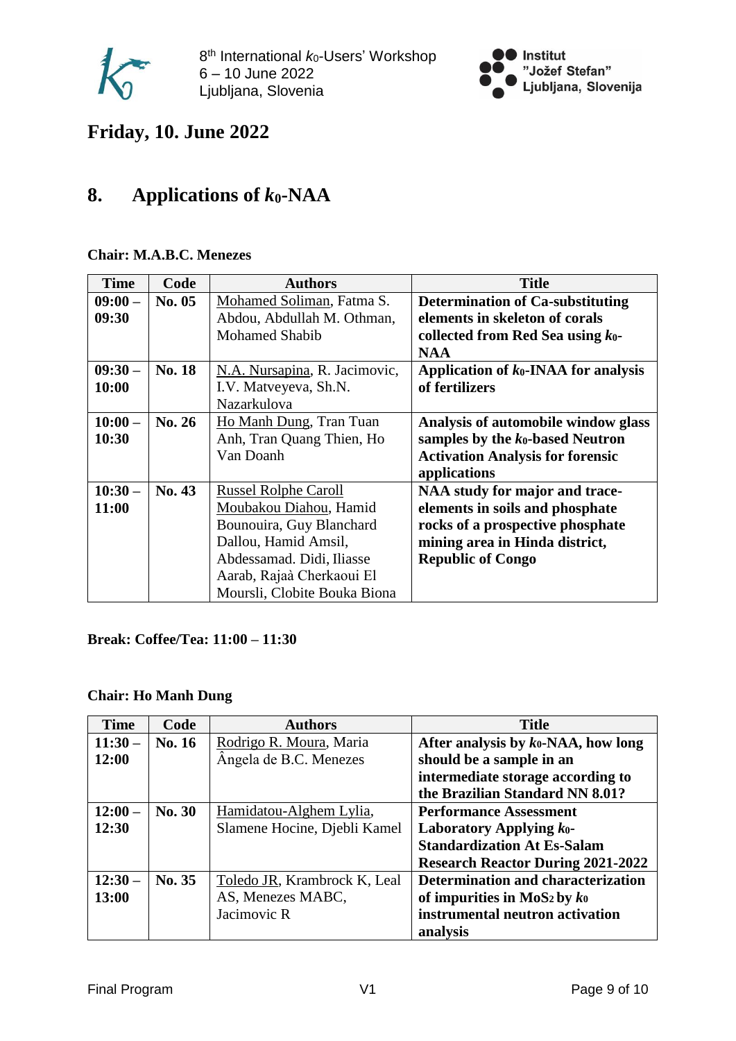# Friday, 10. June 2022

## 8. Applications of $k_0$-NAA

**Chair: M.A.B.C. Menezes**

| Time | Code | Authors | Title |
|---|---|---|---|
| **09:00 – 09:30** | **No. 05** | Mohamed Soliman, Fatma S. Abdou, Abdullah M. Othman, Mohamed Shabib | **Determination of Ca-substituting elements in skeleton of corals collected from Red Sea using $k_0$-NAA** |
| **09:30 – 10:00** | **No. 18** | N.A. Nursapina, R. Jacimovic, I.V. Matveyeva, Sh.N. Nazarkulova | **Application of $k_0$-INAA for analysis of fertilizers** |
| **10:00 – 10:30** | **No. 26** | Ho Manh Dung, Tran Tuan Anh, Tran Quang Thien, Ho Van Doanh | **Analysis of automobile window glass samples by the $k_0$-based Neutron Activation Analysis for forensic applications** |
| **10:30 – 11:00** | **No. 43** | Russel Rolphe Caroll Moubakou Diahou, Hamid Bounouira, Guy Blanchard Dallou, Hamid Amsil, Abdessamad. Didi, Iliasse Aarab, Rajaà Cherkaoui El Moursli, Clobite Bouka Biona | **NAA study for major and trace-elements in soils and phosphate rocks of a prospective phosphate mining area in Hinda district, Republic of Congo** |

**Break: Coffee/Tea: 11:00 – 11:30**

**Chair: Ho Manh Dung**

| Time | Code | Authors | Title |
|---|---|---|---|
| **11:30 – 12:00** | **No. 16** | Rodrigo R. Moura, Maria Ângela de B.C. Menezes | **After analysis by $k_0$-NAA, how long should be a sample in an intermediate storage according to the Brazilian Standard NN 8.01?** |
| **12:00 – 12:30** | **No. 30** | Hamidatou-Alghem Lylia, Slamene Hocine, Djebli Kamel | **Performance Assessment Laboratory Applying $k_0$-Standardization At Es-Salam Research Reactor During 2021-2022** |
| **12:30 – 13:00** | **No. 35** | Toledo JR, Krambrock K, Leal AS, Menezes MABC, Jacimovic R | **Determination and characterization of impurities in $MoS_2$ by $k_0$ instrumental neutron activation analysis** |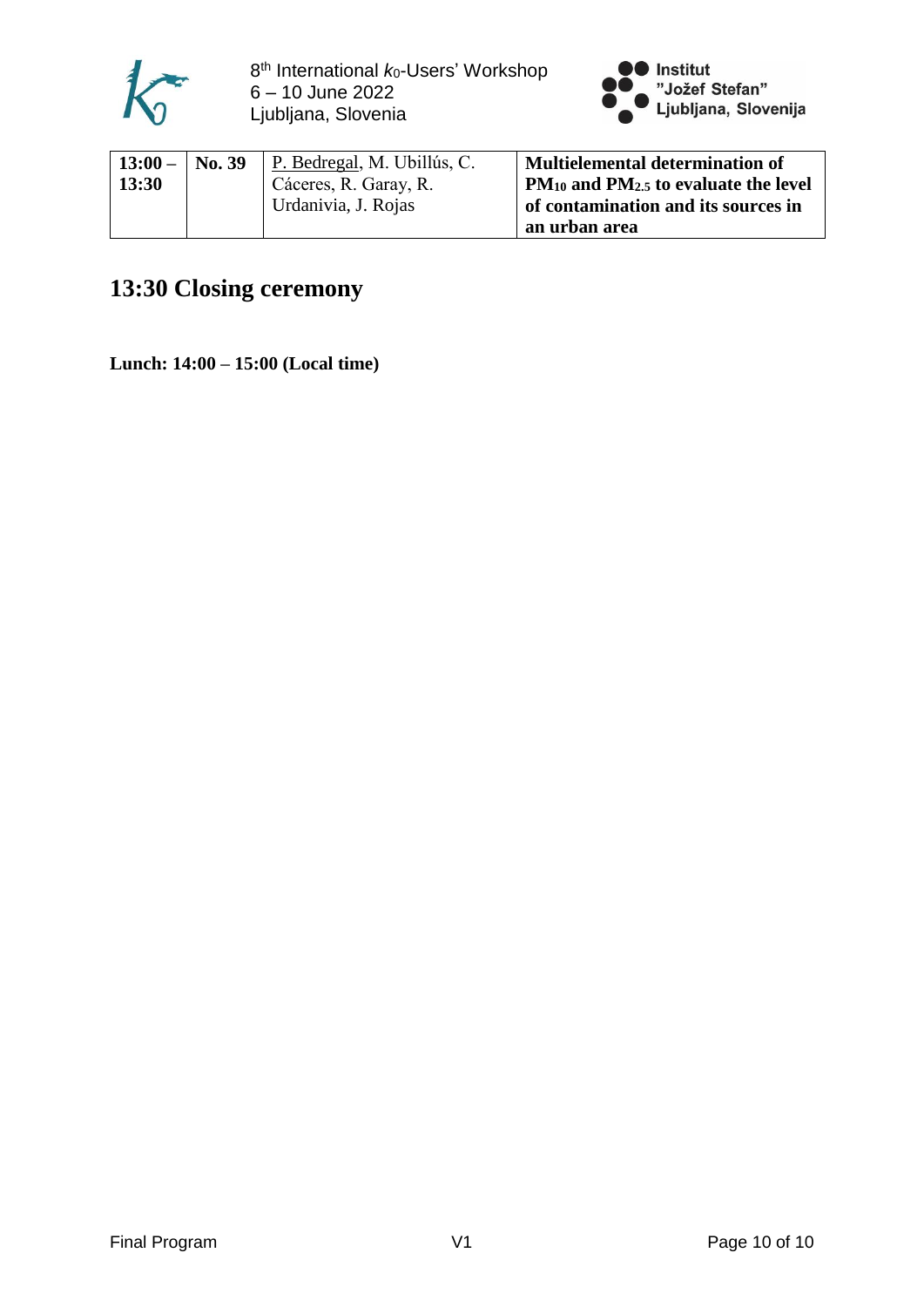| | | | |
|---|---|---|---|
| **13:00 – 13:30** | **No. 39** | P. Bedregal, M. Ubillús, C. Cáceres, R. Garay, R. Urdanivia, J. Rojas | **Multielemental determination of $PM_{10}$ and $PM_{2.5}$ to evaluate the level of contamination and its sources in an urban area** |

## 13:30 Closing ceremony

**Lunch: 14:00 – 15:00 (Local time)**